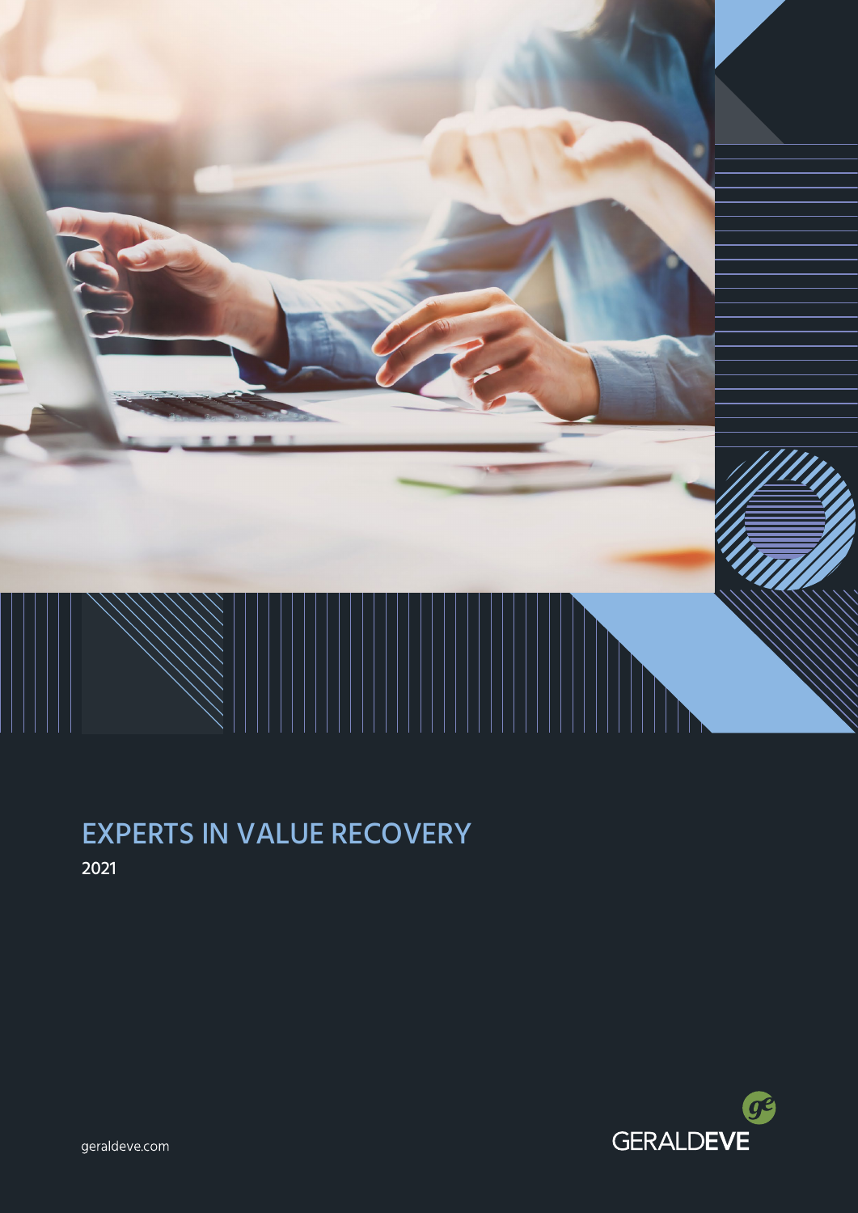# EXPERTS IN VALUE RECOVERY

2021

geraldeve.com

GERALDEVE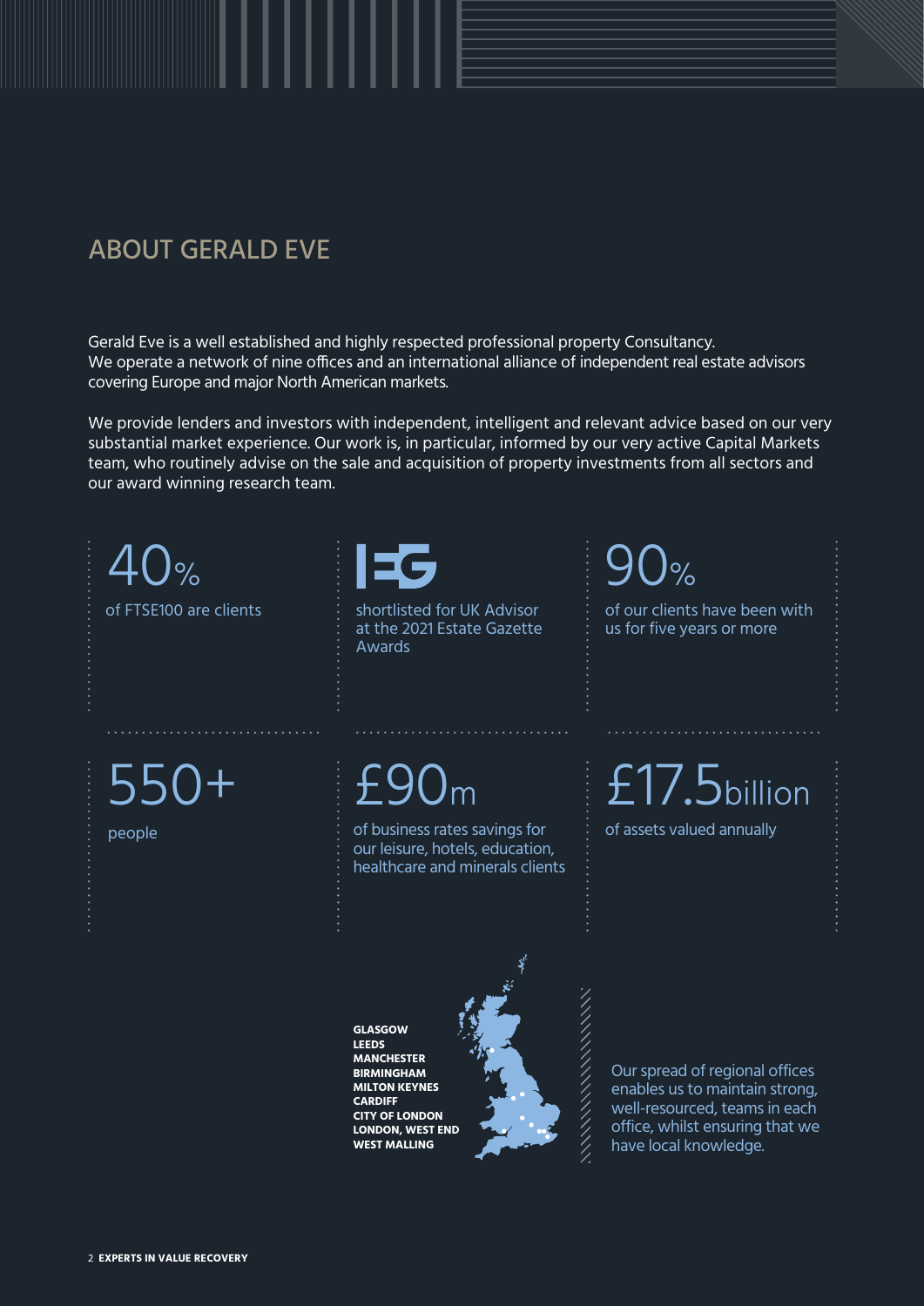## ABOUT GERALD EVE

Gerald Eve is a well established and highly respected professional property Consultancy. We operate a network of nine offices and an international alliance of independent real estate advisors covering Europe and major North American markets.

We provide lenders and investors with independent, intelligent and relevant advice based on our very substantial market experience. Our work is, in particular, informed by our very active Capital Markets team, who routinely advise on the sale and acquisition of property investments from all sectors and our award winning research team.

**40%**
of FTSE100 are clients

**EG**
shortlisted for UK Advisor at the 2021 Estate Gazette Awards

**90%**
of our clients have been with us for five years or more

**550+**
people

**£90m**
of business rates savings for our leisure, hotels, education, healthcare and minerals clients

**£17.5billion**
of assets valued annually

**GLASGOW**
**LEEDS**
**MANCHESTER**
**BIRMINGHAM**
**MILTON KEYNES**
**CARDIFF**
**CITY OF LONDON**
**LONDON, WEST END**
**WEST MALLING**

Our spread of regional offices enables us to maintain strong, well-resourced, teams in each office, whilst ensuring that we have local knowledge.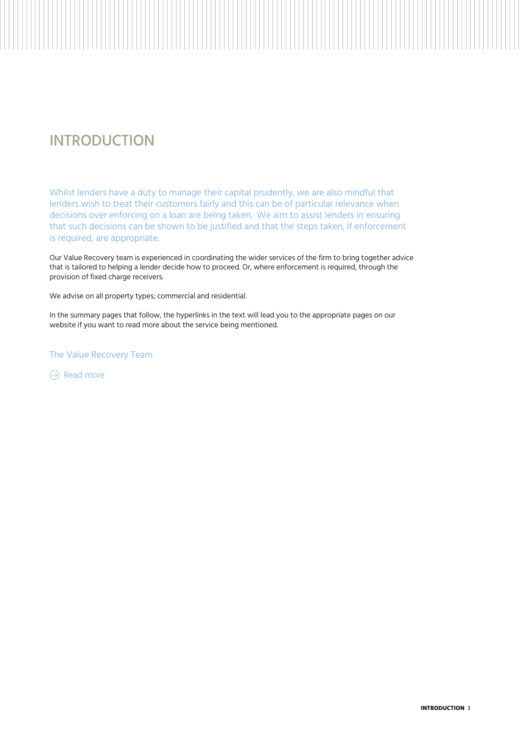# INTRODUCTION

Whilst lenders have a duty to manage their capital prudently, we are also mindful that lenders wish to treat their customers fairly and this can be of particular relevance when decisions over enforcing on a loan are being taken. We aim to assist lenders in ensuring that such decisions can be shown to be justified and that the steps taken, if enforcement is required, are appropriate.

Our Value Recovery team is experienced in coordinating the wider services of the firm to bring together advice that is tailored to helping a lender decide how to proceed. Or, where enforcement is required, through the provision of fixed charge receivers.

We advise on all property types; commercial and residential.

In the summary pages that follow, the hyperlinks in the text will lead you to the appropriate pages on our website if you want to read more about the service being mentioned.

The Value Recovery Team

Read more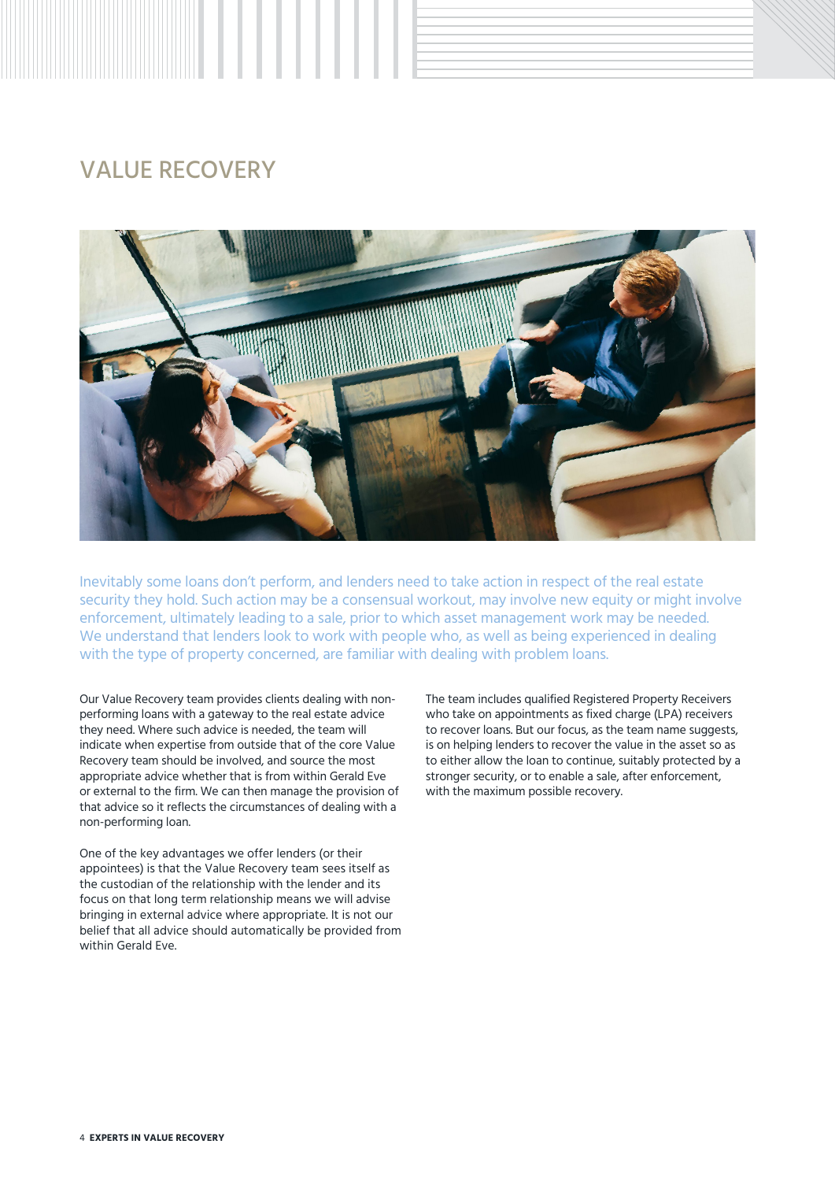# VALUE RECOVERY

Inevitably some loans don't perform, and lenders need to take action in respect of the real estate security they hold. Such action may be a consensual workout, may involve new equity or might involve enforcement, ultimately leading to a sale, prior to which asset management work may be needed. We understand that lenders look to work with people who, as well as being experienced in dealing with the type of property concerned, are familiar with dealing with problem loans.

Our Value Recovery team provides clients dealing with non-performing loans with a gateway to the real estate advice they need. Where such advice is needed, the team will indicate when expertise from outside that of the core Value Recovery team should be involved, and source the most appropriate advice whether that is from within Gerald Eve or external to the firm. We can then manage the provision of that advice so it reflects the circumstances of dealing with a non-performing loan.

One of the key advantages we offer lenders (or their appointees) is that the Value Recovery team sees itself as the custodian of the relationship with the lender and its focus on that long term relationship means we will advise bringing in external advice where appropriate. It is not our belief that all advice should automatically be provided from within Gerald Eve.

The team includes qualified Registered Property Receivers who take on appointments as fixed charge (LPA) receivers to recover loans. But our focus, as the team name suggests, is on helping lenders to recover the value in the asset so as to either allow the loan to continue, suitably protected by a stronger security, or to enable a sale, after enforcement, with the maximum possible recovery.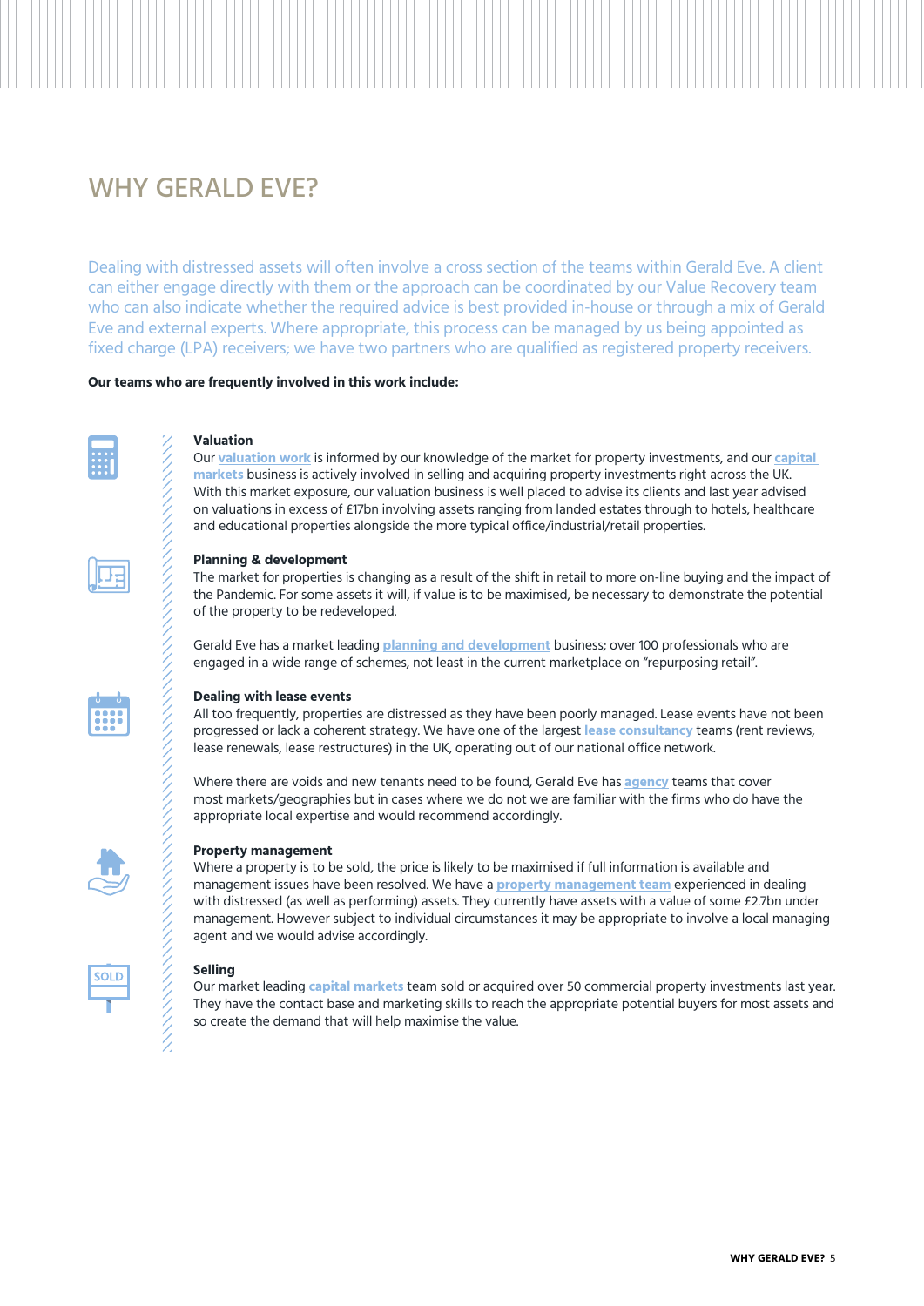# WHY GERALD EVE?

Dealing with distressed assets will often involve a cross section of the teams within Gerald Eve. A client can either engage directly with them or the approach can be coordinated by our Value Recovery team who can also indicate whether the required advice is best provided in-house or through a mix of Gerald Eve and external experts. Where appropriate, this process can be managed by us being appointed as fixed charge (LPA) receivers; we have two partners who are qualified as registered property receivers.

**Our teams who are frequently involved in this work include:**

### Valuation

Our valuation work is informed by our knowledge of the market for property investments, and our capital markets business is actively involved in selling and acquiring property investments right across the UK. With this market exposure, our valuation business is well placed to advise its clients and last year advised on valuations in excess of £17bn involving assets ranging from landed estates through to hotels, healthcare and educational properties alongside the more typical office/industrial/retail properties.

### Planning & development

The market for properties is changing as a result of the shift in retail to more on-line buying and the impact of the Pandemic. For some assets it will, if value is to be maximised, be necessary to demonstrate the potential of the property to be redeveloped.

Gerald Eve has a market leading planning and development business; over 100 professionals who are engaged in a wide range of schemes, not least in the current marketplace on "repurposing retail".

### Dealing with lease events

All too frequently, properties are distressed as they have been poorly managed. Lease events have not been progressed or lack a coherent strategy. We have one of the largest lease consultancy teams (rent reviews, lease renewals, lease restructures) in the UK, operating out of our national office network.

Where there are voids and new tenants need to be found, Gerald Eve has agency teams that cover most markets/geographies but in cases where we do not we are familiar with the firms who do have the appropriate local expertise and would recommend accordingly.

### Property management

Where a property is to be sold, the price is likely to be maximised if full information is available and management issues have been resolved. We have a property management team experienced in dealing with distressed (as well as performing) assets. They currently have assets with a value of some £2.7bn under management. However subject to individual circumstances it may be appropriate to involve a local managing agent and we would advise accordingly.

### Selling

Our market leading capital markets team sold or acquired over 50 commercial property investments last year. They have the contact base and marketing skills to reach the appropriate potential buyers for most assets and so create the demand that will help maximise the value.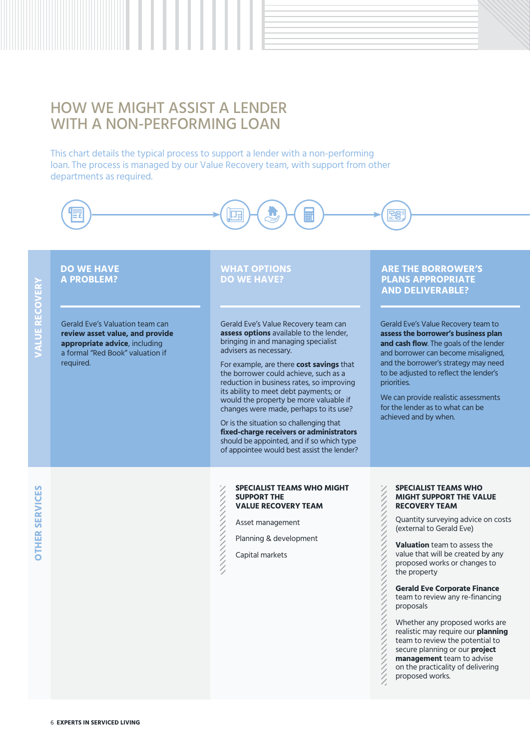# HOW WE MIGHT ASSIST A LENDER WITH A NON-PERFORMING LOAN

This chart details the typical process to support a lender with a non-performing loan. The process is managed by our Value Recovery team, with support from other departments as required.

## VALUE RECOVERY

### DO WE HAVE A PROBLEM?

Gerald Eve's Valuation team can **review asset value, and provide appropriate advice**, including a formal "Red Book" valuation if required.

### WHAT OPTIONS DO WE HAVE?

Gerald Eve's Value Recovery team can **assess options** available to the lender, bringing in and managing specialist advisers as necessary.

For example, are there **cost savings** that the borrower could achieve, such as a reduction in business rates, so improving its ability to meet debt payments; or would the property be more valuable if changes were made, perhaps to its use?

Or is the situation so challenging that **fixed-charge receivers or administrators** should be appointed, and if so which type of appointee would best assist the lender?

### ARE THE BORROWER'S PLANS APPROPRIATE AND DELIVERABLE?

Gerald Eve's Value Recovery team to **assess the borrower's business plan and cash flow**. The goals of the lender and borrower can become misaligned, and the borrower's strategy may need to be adjusted to reflect the lender's priorities.

We can provide realistic assessments for the lender as to what can be achieved and by when.

## OTHER SERVICES

### SPECIALIST TEAMS WHO MIGHT SUPPORT THE VALUE RECOVERY TEAM

Asset management

Planning & development

Capital markets

### SPECIALIST TEAMS WHO MIGHT SUPPORT THE VALUE RECOVERY TEAM

Quantity surveying advice on costs (external to Gerald Eve)

**Valuation** team to assess the value that will be created by any proposed works or changes to the property

**Gerald Eve Corporate Finance** team to review any re-financing proposals

Whether any proposed works are realistic may require our **planning** team to review the potential to secure planning or our **project management** team to advise on the practicality of delivering proposed works.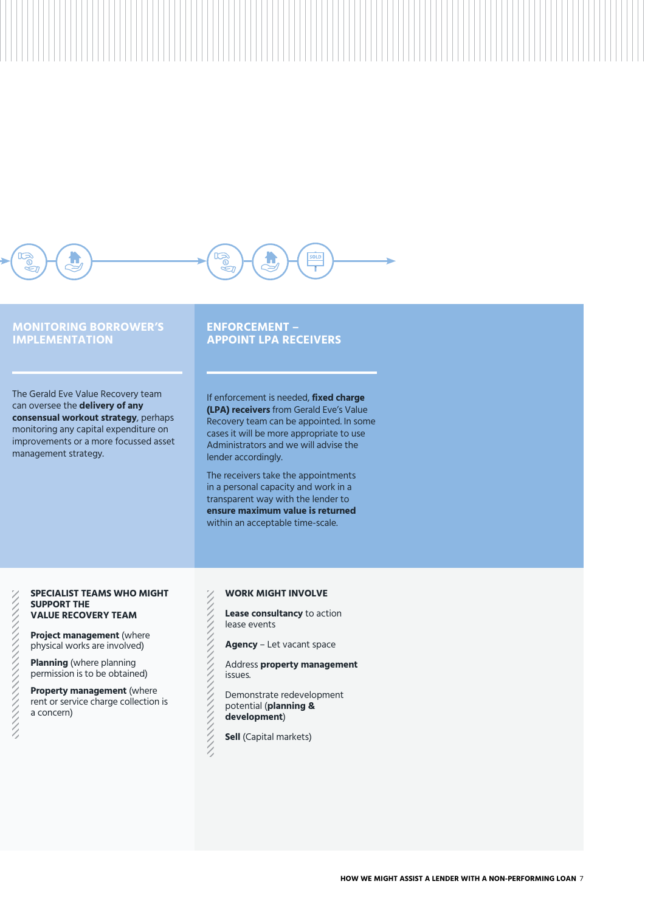## MONITORING BORROWER'S IMPLEMENTATION

The Gerald Eve Value Recovery team can oversee the **delivery of any consensual workout strategy**, perhaps monitoring any capital expenditure on improvements or a more focussed asset management strategy.

### SPECIALIST TEAMS WHO MIGHT SUPPORT THE VALUE RECOVERY TEAM

**Project management** (where physical works are involved)

**Planning** (where planning permission is to be obtained)

**Property management** (where rent or service charge collection is a concern)

## ENFORCEMENT – APPOINT LPA RECEIVERS

If enforcement is needed, **fixed charge (LPA) receivers** from Gerald Eve's Value Recovery team can be appointed. In some cases it will be more appropriate to use Administrators and we will advise the lender accordingly.

The receivers take the appointments in a personal capacity and work in a transparent way with the lender to **ensure maximum value is returned** within an acceptable time-scale.

### WORK MIGHT INVOLVE

**Lease consultancy** to action lease events

**Agency** – Let vacant space

Address **property management** issues.

Demonstrate redevelopment potential (**planning & development**)

**Sell** (Capital markets)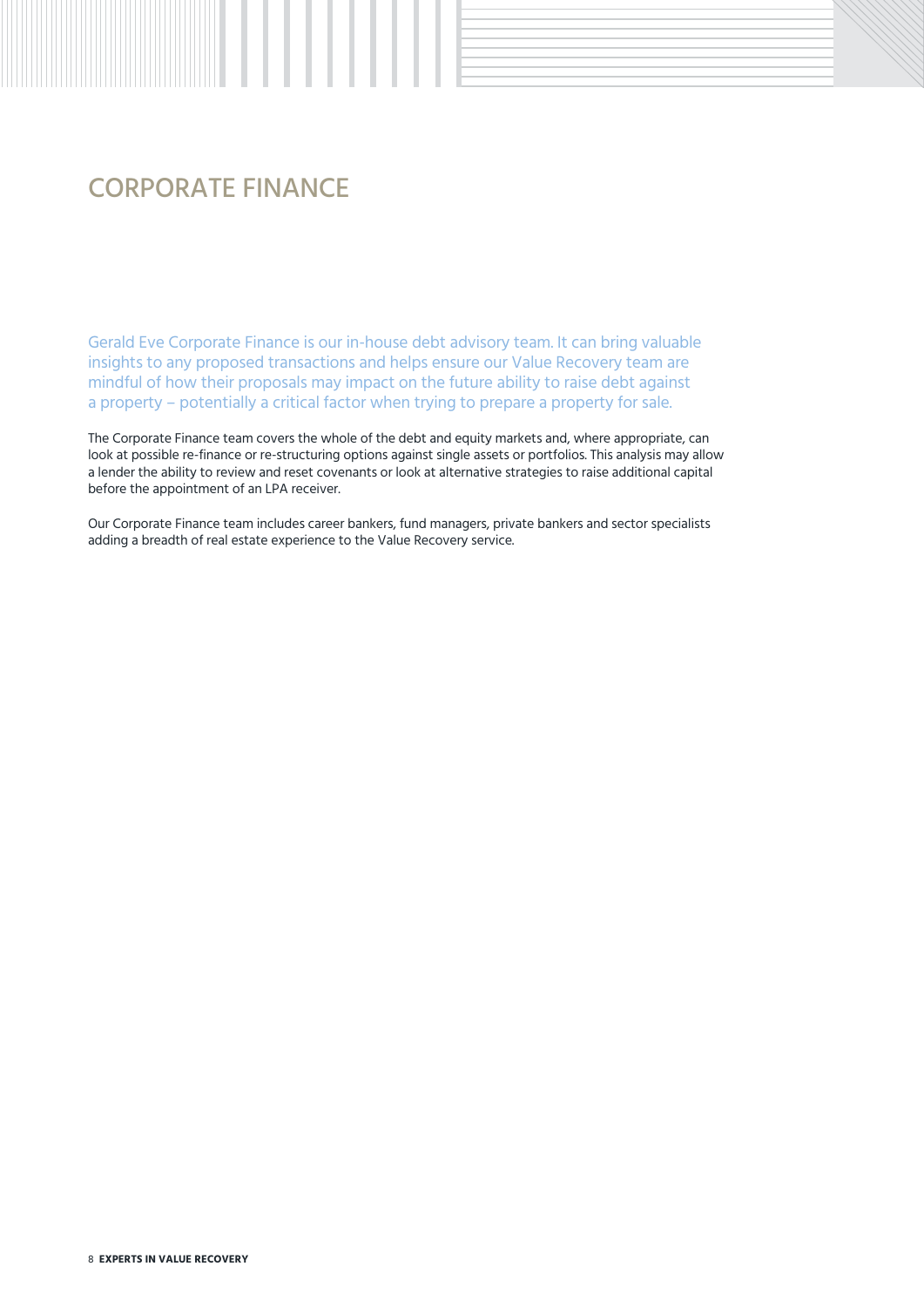# CORPORATE FINANCE

Gerald Eve Corporate Finance is our in-house debt advisory team. It can bring valuable insights to any proposed transactions and helps ensure our Value Recovery team are mindful of how their proposals may impact on the future ability to raise debt against a property – potentially a critical factor when trying to prepare a property for sale.

The Corporate Finance team covers the whole of the debt and equity markets and, where appropriate, can look at possible re-finance or re-structuring options against single assets or portfolios. This analysis may allow a lender the ability to review and reset covenants or look at alternative strategies to raise additional capital before the appointment of an LPA receiver.

Our Corporate Finance team includes career bankers, fund managers, private bankers and sector specialists adding a breadth of real estate experience to the Value Recovery service.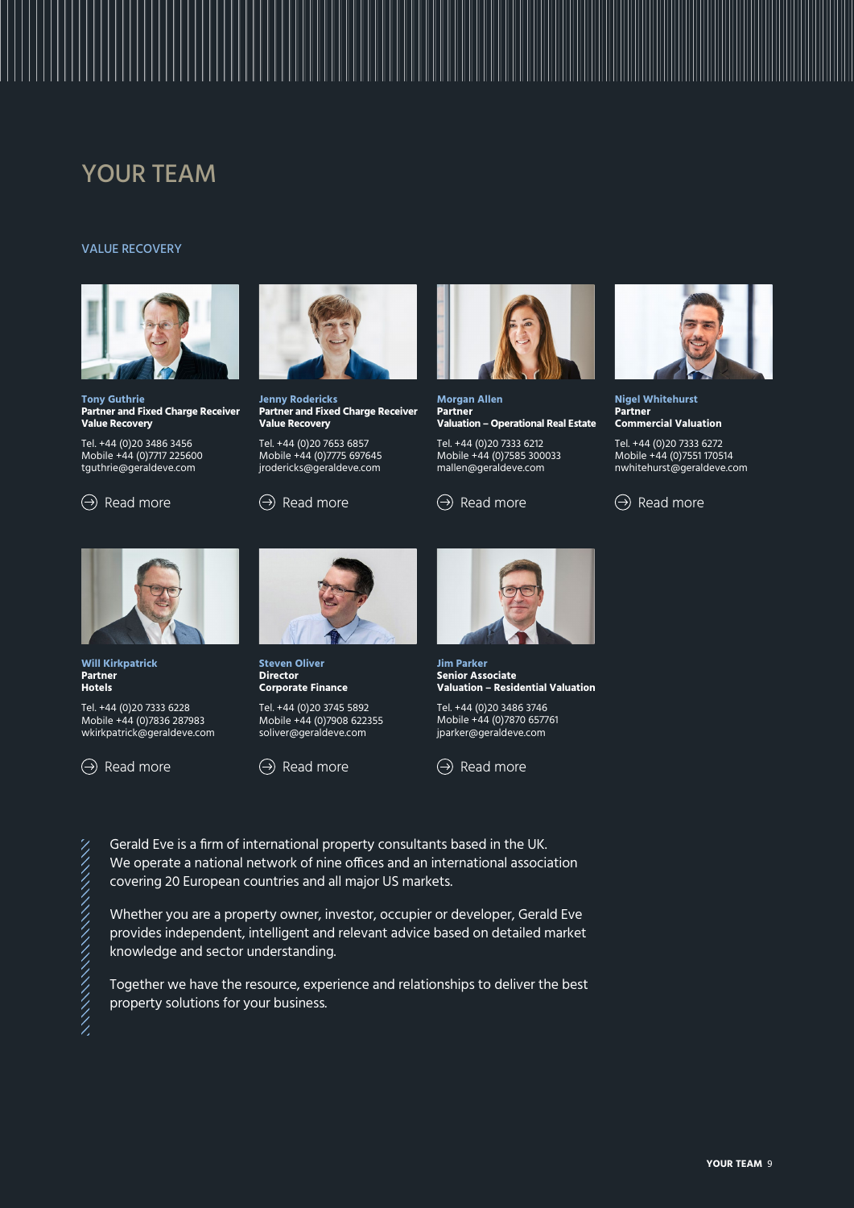# YOUR TEAM

## VALUE RECOVERY

**Tony Guthrie**
**Partner and Fixed Charge Receiver**
**Value Recovery**

Tel. +44 (0)20 3486 3456
Mobile +44 (0)7717 225600
tguthrie@geraldeve.com

Read more

**Jenny Rodericks**
**Partner and Fixed Charge Receiver**
**Value Recovery**

Tel. +44 (0)20 7653 6857
Mobile +44 (0)7775 697645
jrodericks@geraldeve.com

Read more

**Morgan Allen**
**Partner**
**Valuation – Operational Real Estate**

Tel. +44 (0)20 7333 6212
Mobile +44 (0)7585 300033
mallen@geraldeve.com

Read more

**Nigel Whitehurst**
**Partner**
**Commercial Valuation**

Tel. +44 (0)20 7333 6272
Mobile +44 (0)7551 170514
nwhitehurst@geraldeve.com

Read more

**Will Kirkpatrick**
**Partner**
**Hotels**

Tel. +44 (0)20 7333 6228
Mobile +44 (0)7836 287983
wkirkpatrick@geraldeve.com

Read more

**Steven Oliver**
**Director**
**Corporate Finance**

Tel. +44 (0)20 3745 5892
Mobile +44 (0)7908 622355
soliver@geraldeve.com

Read more

**Jim Parker**
**Senior Associate**
**Valuation – Residential Valuation**

Tel. +44 (0)20 3486 3746
Mobile +44 (0)7870 657761
jparker@geraldeve.com

Read more

Gerald Eve is a firm of international property consultants based in the UK. We operate a national network of nine offices and an international association covering 20 European countries and all major US markets.

Whether you are a property owner, investor, occupier or developer, Gerald Eve provides independent, intelligent and relevant advice based on detailed market knowledge and sector understanding.

Together we have the resource, experience and relationships to deliver the best property solutions for your business.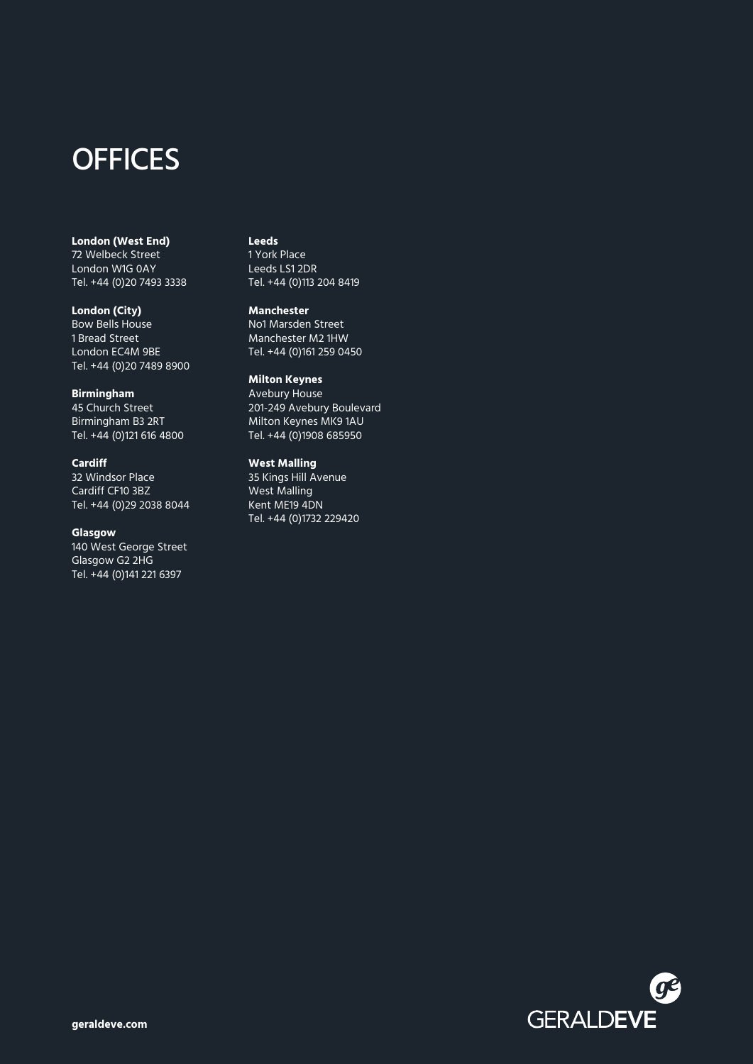# OFFICES

**London (West End)**
72 Welbeck Street
London W1G 0AY
Tel. +44 (0)20 7493 3338

**London (City)**
Bow Bells House
1 Bread Street
London EC4M 9BE
Tel. +44 (0)20 7489 8900

**Birmingham**
45 Church Street
Birmingham B3 2RT
Tel. +44 (0)121 616 4800

**Cardiff**
32 Windsor Place
Cardiff CF10 3BZ
Tel. +44 (0)29 2038 8044

**Glasgow**
140 West George Street
Glasgow G2 2HG
Tel. +44 (0)141 221 6397

**Leeds**
1 York Place
Leeds LS1 2DR
Tel. +44 (0)113 204 8419

**Manchester**
No1 Marsden Street
Manchester M2 1HW
Tel. +44 (0)161 259 0450

**Milton Keynes**
Avebury House
201-249 Avebury Boulevard
Milton Keynes MK9 1AU
Tel. +44 (0)1908 685950

**West Malling**
35 Kings Hill Avenue
West Malling
Kent ME19 4DN
Tel. +44 (0)1732 229420

**geraldeve.com**

GERALDEVE